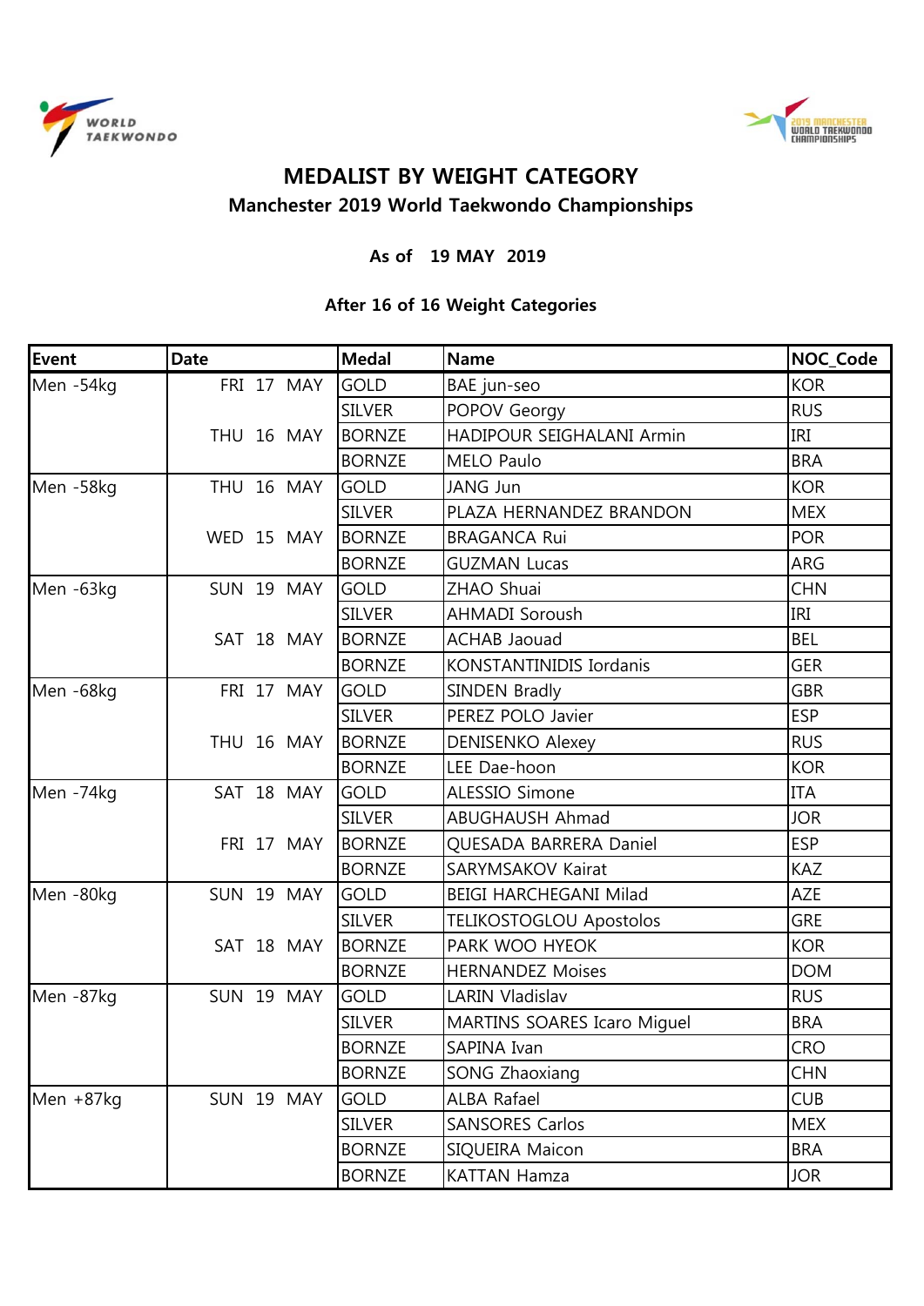# MEDALIST BY WEIGHT CATEGORY

## Manchester 2019 World Taekwondo Championships

**As of 19 MAY 2019**

**After 16 of 16 Weight Categories**

| Event | Date | Medal | Name | NOC_Code |
|---|---|---|---|---|
| Men -54kg | FRI 17 MAY | GOLD | BAE jun-seo | KOR |
| | | SILVER | POPOV Georgy | RUS |
| | THU 16 MAY | BORNZE | HADIPOUR SEIGHALANI Armin | IRI |
| | | BORNZE | MELO Paulo | BRA |
| Men -58kg | THU 16 MAY | GOLD | JANG Jun | KOR |
| | | SILVER | PLAZA HERNANDEZ BRANDON | MEX |
| | WED 15 MAY | BORNZE | BRAGANCA Rui | POR |
| | | BORNZE | GUZMAN Lucas | ARG |
| Men -63kg | SUN 19 MAY | GOLD | ZHAO Shuai | CHN |
| | | SILVER | AHMADI Soroush | IRI |
| | SAT 18 MAY | BORNZE | ACHAB Jaouad | BEL |
| | | BORNZE | KONSTANTINIDIS Iordanis | GER |
| Men -68kg | FRI 17 MAY | GOLD | SINDEN Bradly | GBR |
| | | SILVER | PEREZ POLO Javier | ESP |
| | THU 16 MAY | BORNZE | DENISENKO Alexey | RUS |
| | | BORNZE | LEE Dae-hoon | KOR |
| Men -74kg | SAT 18 MAY | GOLD | ALESSIO Simone | ITA |
| | | SILVER | ABUGHAUSH Ahmad | JOR |
| | FRI 17 MAY | BORNZE | QUESADA BARRERA Daniel | ESP |
| | | BORNZE | SARYMSAKOV Kairat | KAZ |
| Men -80kg | SUN 19 MAY | GOLD | BEIGI HARCHEGANI Milad | AZE |
| | | SILVER | TELIKOSTOGLOU Apostolos | GRE |
| | SAT 18 MAY | BORNZE | PARK WOO HYEOK | KOR |
| | | BORNZE | HERNANDEZ Moises | DOM |
| Men -87kg | SUN 19 MAY | GOLD | LARIN Vladislav | RUS |
| | | SILVER | MARTINS SOARES Icaro Miguel | BRA |
| | | BORNZE | SAPINA Ivan | CRO |
| | | BORNZE | SONG Zhaoxiang | CHN |
| Men +87kg | SUN 19 MAY | GOLD | ALBA Rafael | CUB |
| | | SILVER | SANSORES Carlos | MEX |
| | | BORNZE | SIQUEIRA Maicon | BRA |
| | | BORNZE | KATTAN Hamza | JOR |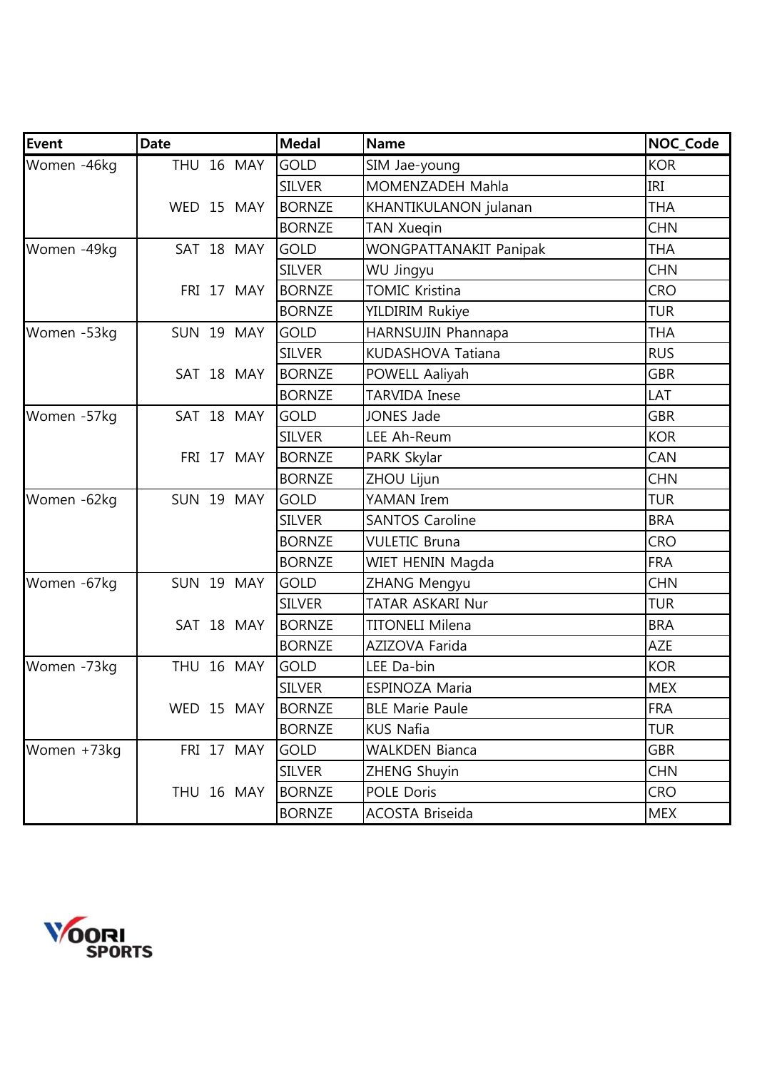| Event | Date | Medal | Name | NOC_Code |
|---|---|---|---|---|
| Women -46kg | THU 16 MAY | GOLD | SIM Jae-young | KOR |
| | | SILVER | MOMENZADEH Mahla | IRI |
| | WED 15 MAY | BORNZE | KHANTIKULANON julanan | THA |
| | | BORNZE | TAN Xueqin | CHN |
| Women -49kg | SAT 18 MAY | GOLD | WONGPATTANAKIT Panipak | THA |
| | | SILVER | WU Jingyu | CHN |
| | FRI 17 MAY | BORNZE | TOMIC Kristina | CRO |
| | | BORNZE | YILDIRIM Rukiye | TUR |
| Women -53kg | SUN 19 MAY | GOLD | HARNSUJIN Phannapa | THA |
| | | SILVER | KUDASHOVA Tatiana | RUS |
| | SAT 18 MAY | BORNZE | POWELL Aaliyah | GBR |
| | | BORNZE | TARVIDA Inese | LAT |
| Women -57kg | SAT 18 MAY | GOLD | JONES Jade | GBR |
| | | SILVER | LEE Ah-Reum | KOR |
| | FRI 17 MAY | BORNZE | PARK Skylar | CAN |
| | | BORNZE | ZHOU Lijun | CHN |
| Women -62kg | SUN 19 MAY | GOLD | YAMAN Irem | TUR |
| | | SILVER | SANTOS Caroline | BRA |
| | | BORNZE | VULETIC Bruna | CRO |
| | | BORNZE | WIET HENIN Magda | FRA |
| Women -67kg | SUN 19 MAY | GOLD | ZHANG Mengyu | CHN |
| | | SILVER | TATAR ASKARI Nur | TUR |
| | SAT 18 MAY | BORNZE | TITONELI Milena | BRA |
| | | BORNZE | AZIZOVA Farida | AZE |
| Women -73kg | THU 16 MAY | GOLD | LEE Da-bin | KOR |
| | | SILVER | ESPINOZA Maria | MEX |
| | WED 15 MAY | BORNZE | BLE Marie Paule | FRA |
| | | BORNZE | KUS Nafia | TUR |
| Women +73kg | FRI 17 MAY | GOLD | WALKDEN Bianca | GBR |
| | | SILVER | ZHENG Shuyin | CHN |
| | THU 16 MAY | BORNZE | POLE Doris | CRO |
| | | BORNZE | ACOSTA Briseida | MEX |

WOORI SPORTS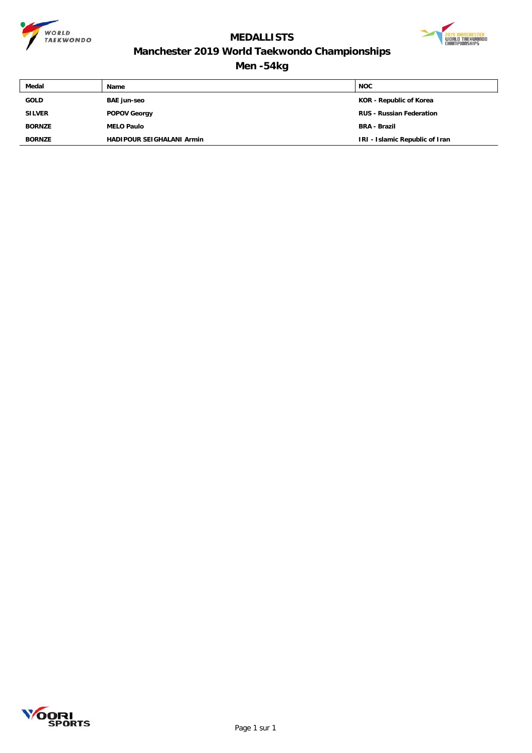# MEDALLISTS

## Manchester 2019 World Taekwondo Championships

### Men -54kg

| Medal | Name | NOC |
|---|---|---|
| GOLD | BAE jun-seo | KOR - Republic of Korea |
| SILVER | POPOV Georgy | RUS - Russian Federation |
| BORNZE | MELO Paulo | BRA - Brazil |
| BORNZE | HADIPOUR SEIGHALANI Armin | IRI - Islamic Republic of Iran |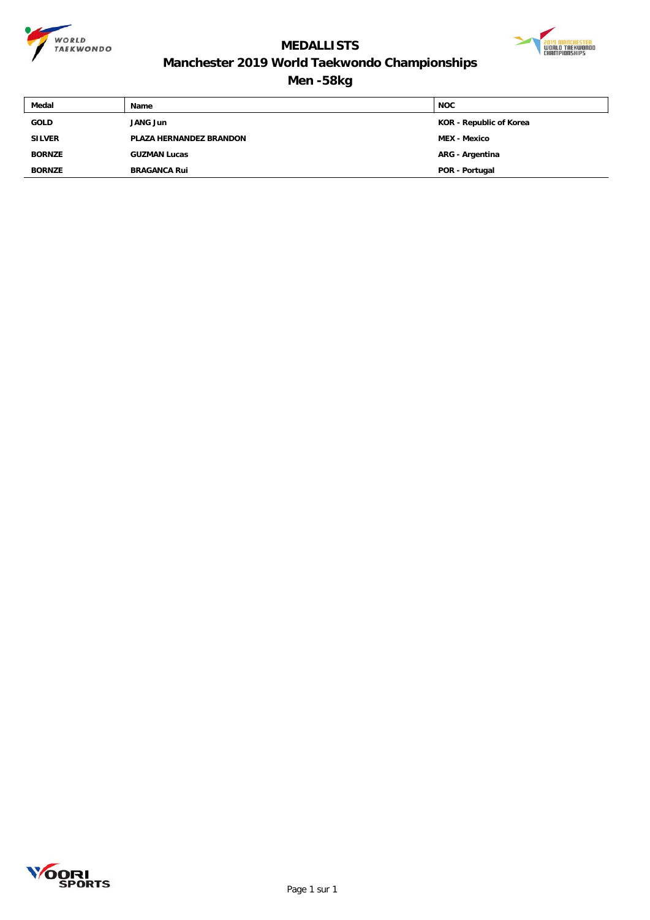# MEDALLISTS

## Manchester 2019 World Taekwondo Championships

### Men -58kg

| Medal | Name | NOC |
|---|---|---|
| GOLD | JANG Jun | KOR - Republic of Korea |
| SILVER | PLAZA HERNANDEZ BRANDON | MEX - Mexico |
| BORNZE | GUZMAN Lucas | ARG - Argentina |
| BORNZE | BRAGANCA Rui | POR - Portugal |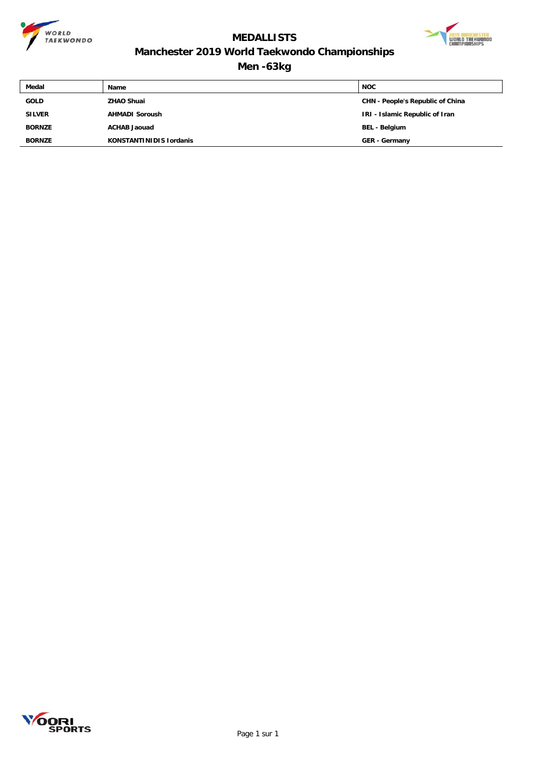# MEDALLISTS

## Manchester 2019 World Taekwondo Championships

### Men -63kg

| Medal | Name | NOC |
|---|---|---|
| GOLD | ZHAO Shuai | CHN - People's Republic of China |
| SILVER | AHMADI Soroush | IRI - Islamic Republic of Iran |
| BORNZE | ACHAB Jaouad | BEL - Belgium |
| BORNZE | KONSTANTINIDIS Iordanis | GER - Germany |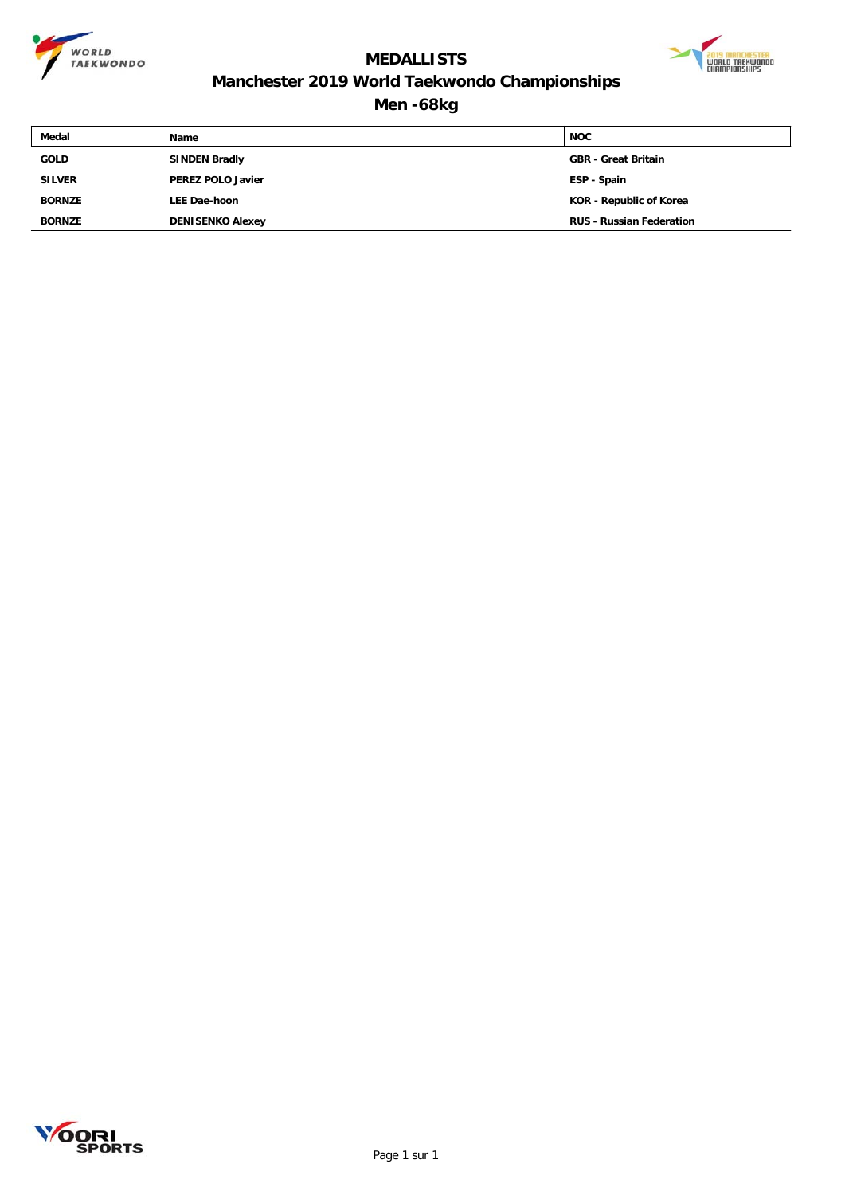# MEDALLISTS

## Manchester 2019 World Taekwondo Championships

### Men -68kg

| Medal | Name | NOC |
|---|---|---|
| GOLD | SINDEN Bradly | GBR - Great Britain |
| SILVER | PEREZ POLO Javier | ESP - Spain |
| BORNZE | LEE Dae-hoon | KOR - Republic of Korea |
| BORNZE | DENISENKO Alexey | RUS - Russian Federation |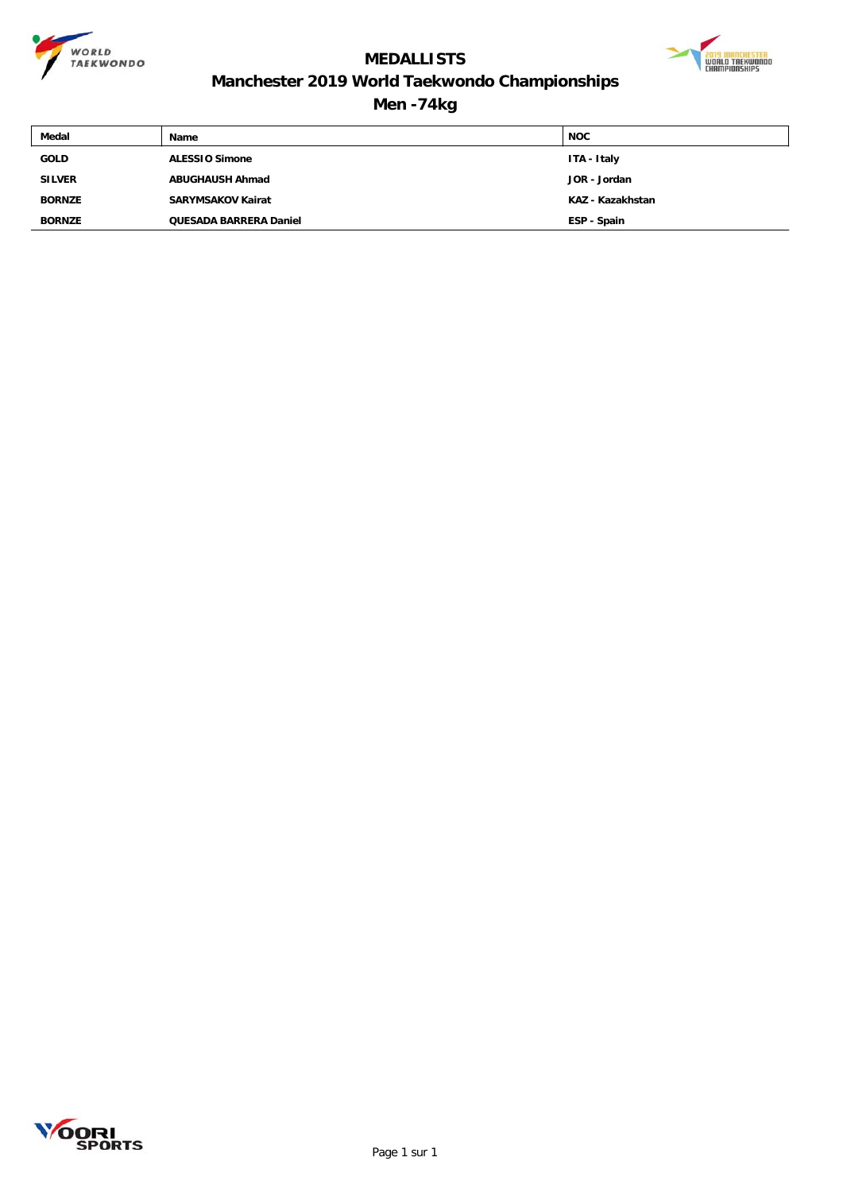# MEDALLISTS

## Manchester 2019 World Taekwondo Championships

### Men -74kg

| Medal | Name | NOC |
|---|---|---|
| GOLD | ALESSIO Simone | ITA - Italy |
| SILVER | ABUGHAUSH Ahmad | JOR - Jordan |
| BORNZE | SARYMSAKOV Kairat | KAZ - Kazakhstan |
| BORNZE | QUESADA BARRERA Daniel | ESP - Spain |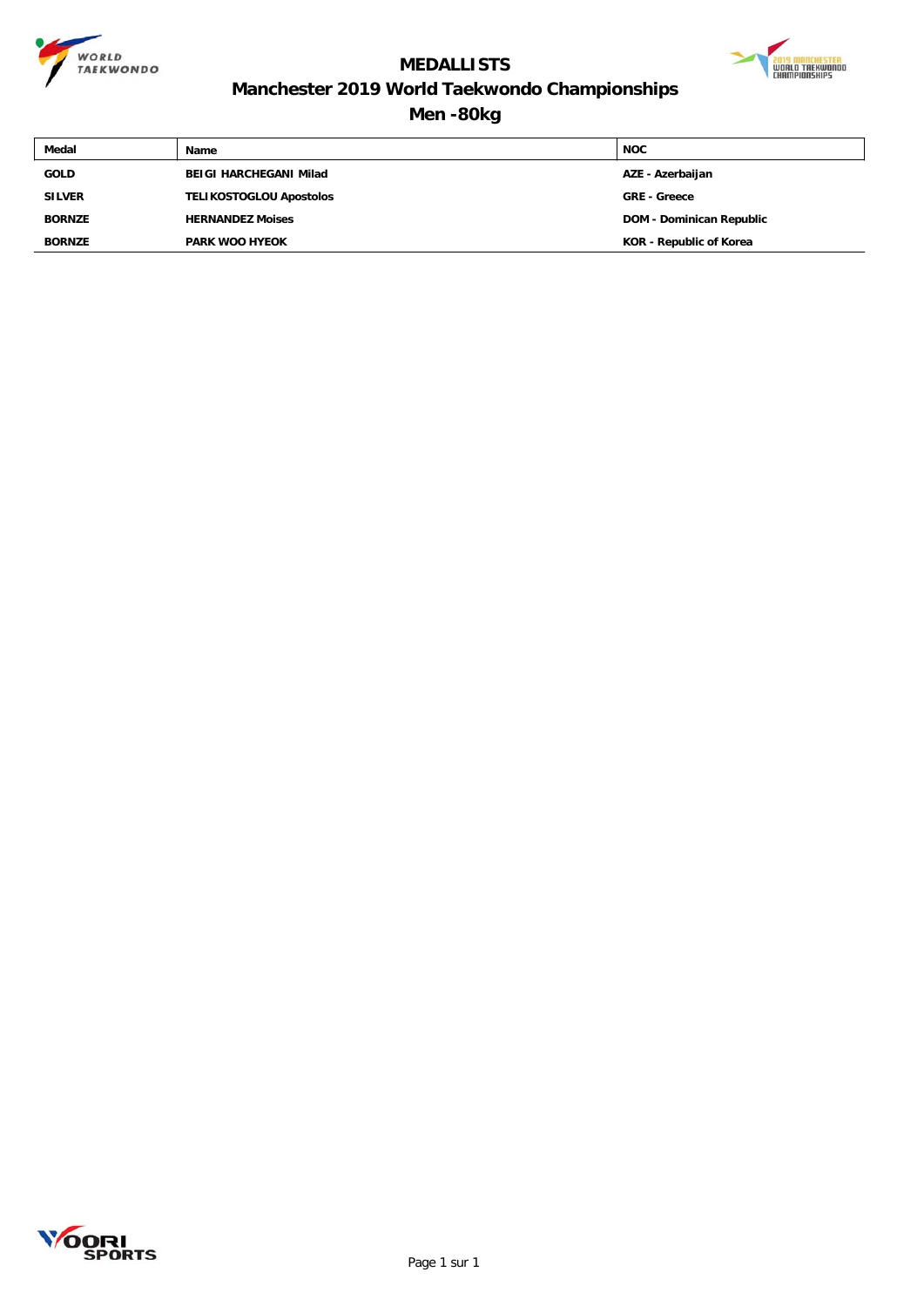# MEDALLISTS

## Manchester 2019 World Taekwondo Championships

### Men -80kg

| Medal | Name | NOC |
|---|---|---|
| GOLD | BEIGI HARCHEGANI Milad | AZE - Azerbaijan |
| SILVER | TELIKOSTOGLOU Apostolos | GRE - Greece |
| BORNZE | HERNANDEZ Moises | DOM - Dominican Republic |
| BORNZE | PARK WOO HYEOK | KOR - Republic of Korea |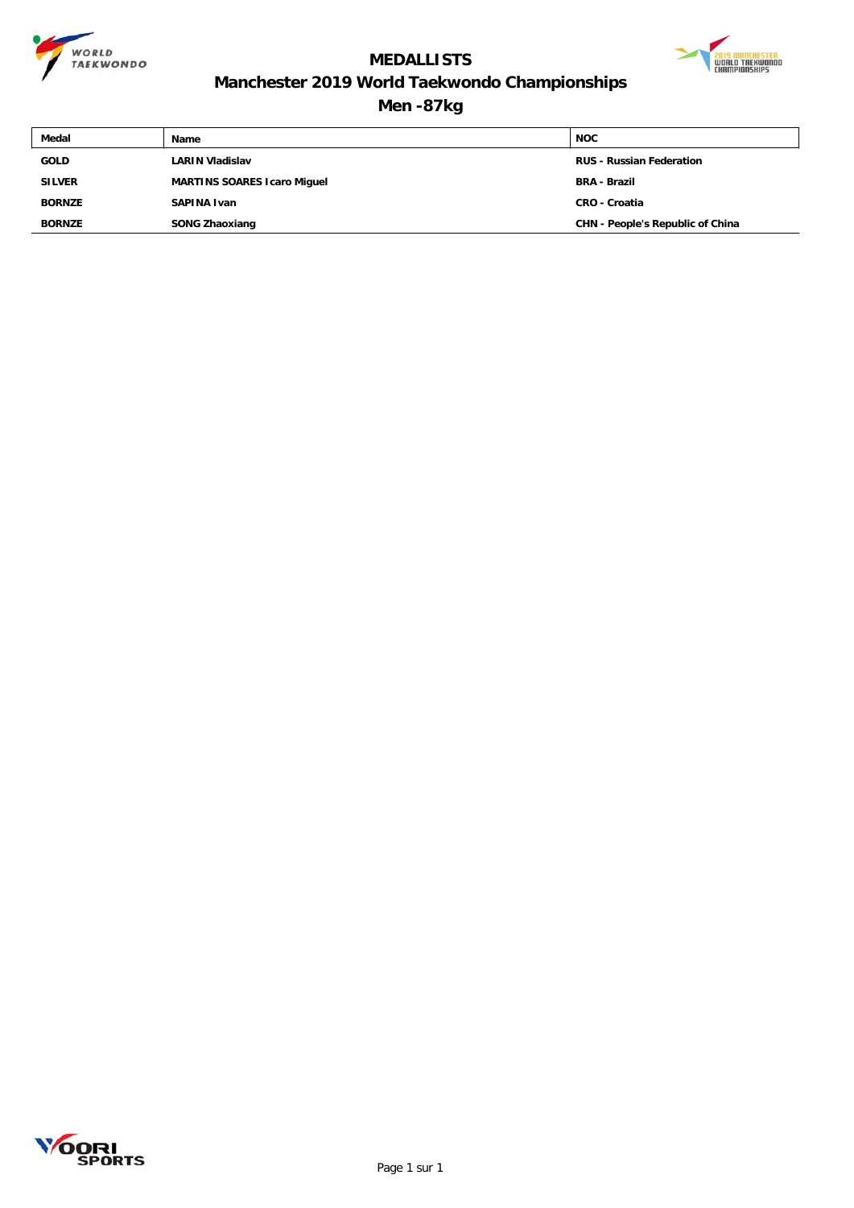# MEDALLISTS

## Manchester 2019 World Taekwondo Championships

### Men -87kg

| Medal | Name | NOC |
|---|---|---|
| GOLD | LARIN Vladislav | RUS - Russian Federation |
| SILVER | MARTINS SOARES Icaro Miguel | BRA - Brazil |
| BORNZE | SAPINA Ivan | CRO - Croatia |
| BORNZE | SONG Zhaoxiang | CHN - People's Republic of China |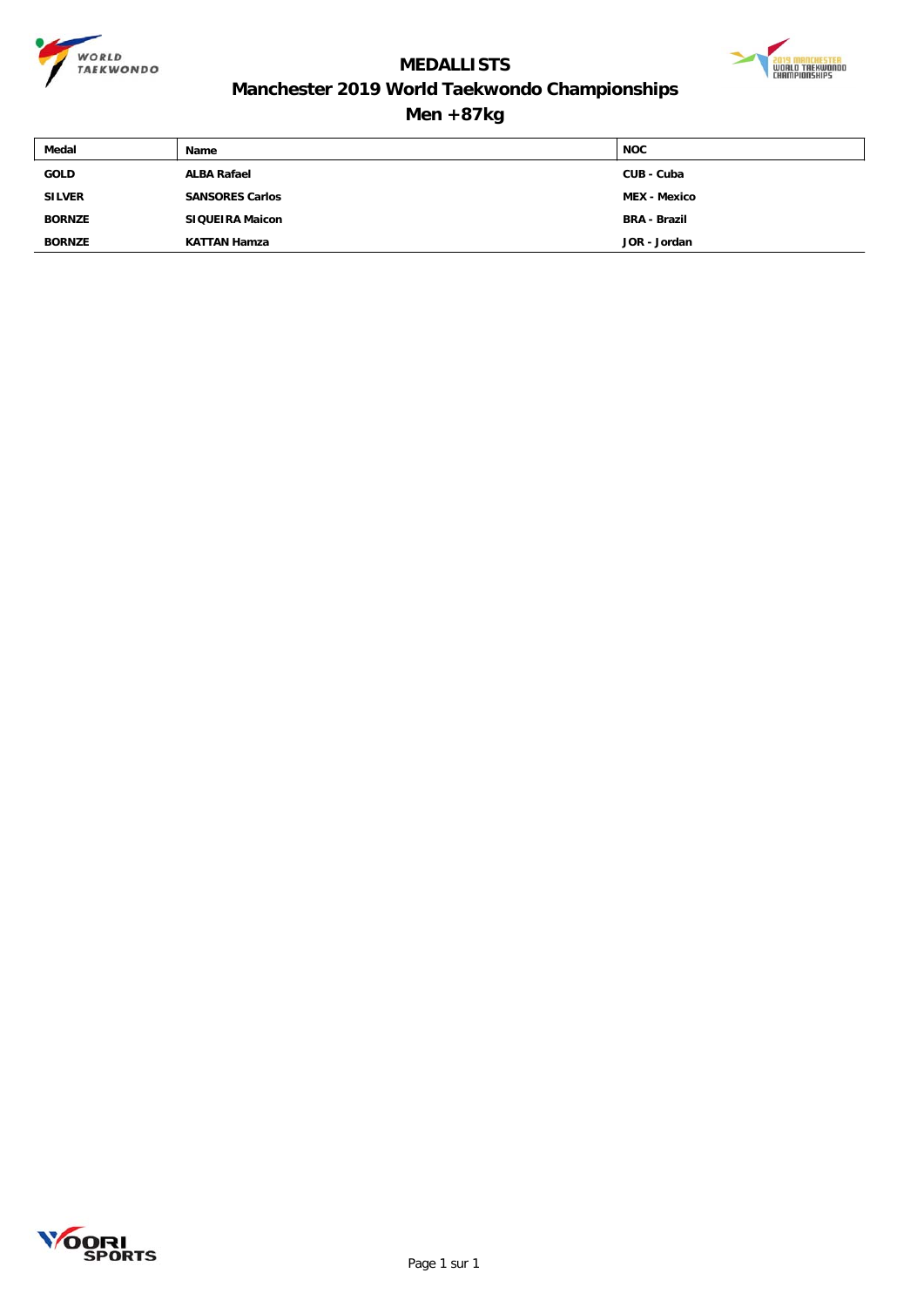# MEDALLISTS

## Manchester 2019 World Taekwondo Championships

### Men +87kg

| Medal | Name | NOC |
|---|---|---|
| GOLD | ALBA Rafael | CUB - Cuba |
| SILVER | SANSORES Carlos | MEX - Mexico |
| BORNZE | SIQUEIRA Maicon | BRA - Brazil |
| BORNZE | KATTAN Hamza | JOR - Jordan |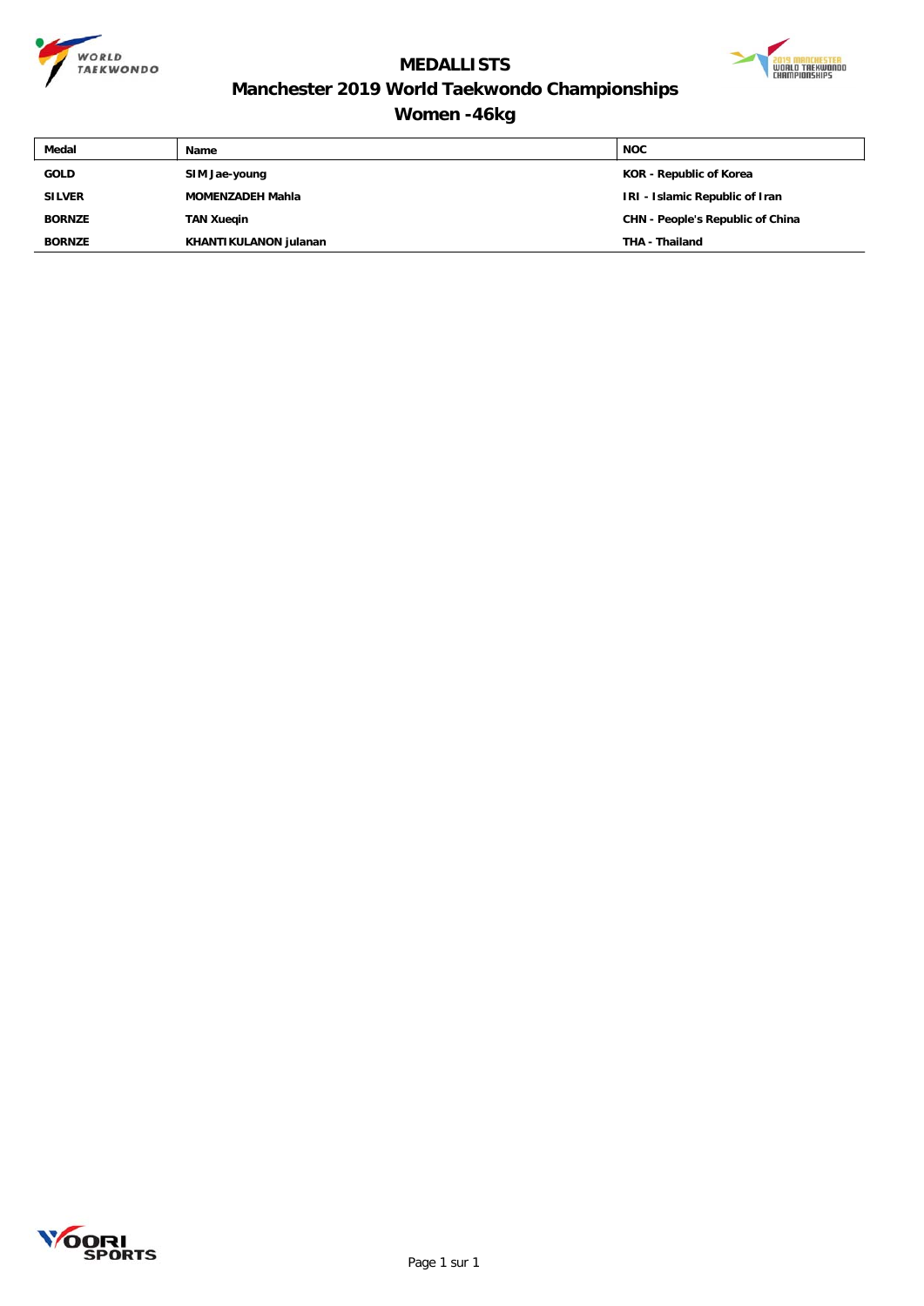# MEDALLISTS

## Manchester 2019 World Taekwondo Championships

### Women -46kg

| Medal | Name | NOC |
|---|---|---|
| GOLD | SIM Jae-young | KOR - Republic of Korea |
| SILVER | MOMENZADEH Mahla | IRI - Islamic Republic of Iran |
| BORNZE | TAN Xueqin | CHN - People's Republic of China |
| BORNZE | KHANTIKULANON julanan | THA - Thailand |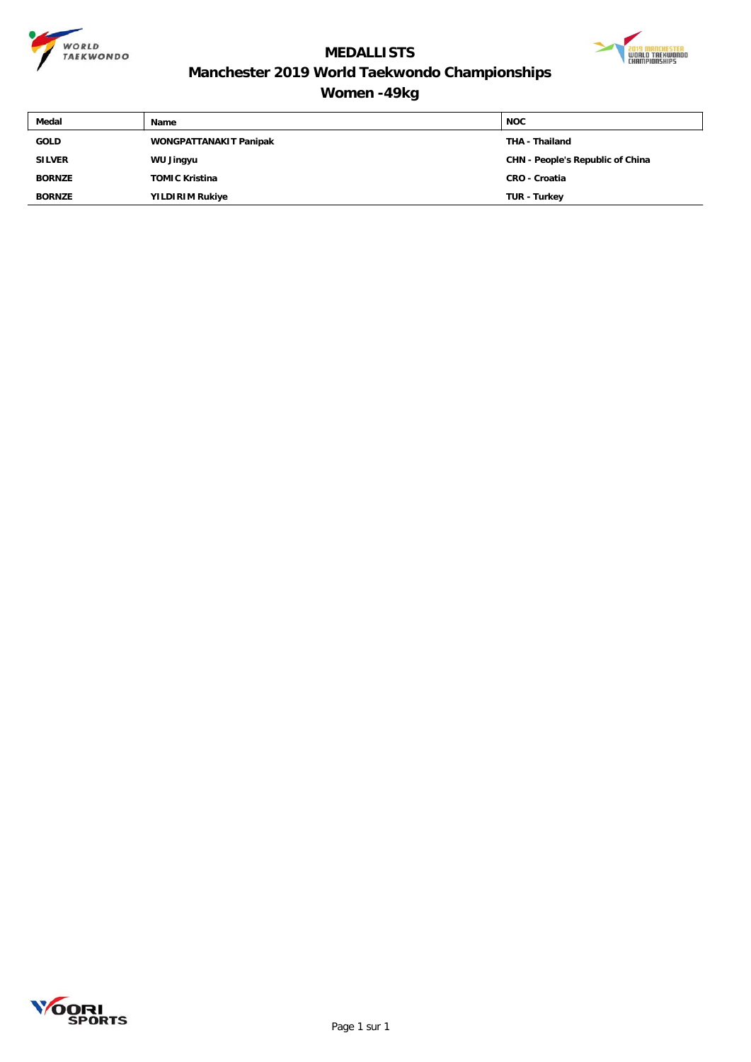# MEDALLISTS

## Manchester 2019 World Taekwondo Championships

### Women -49kg

| Medal | Name | NOC |
| --- | --- | --- |
| GOLD | WONGPATTANAKIT Panipak | THA - Thailand |
| SILVER | WU Jingyu | CHN - People's Republic of China |
| BORNZE | TOMIC Kristina | CRO - Croatia |
| BORNZE | YILDIRIM Rukiye | TUR - Turkey |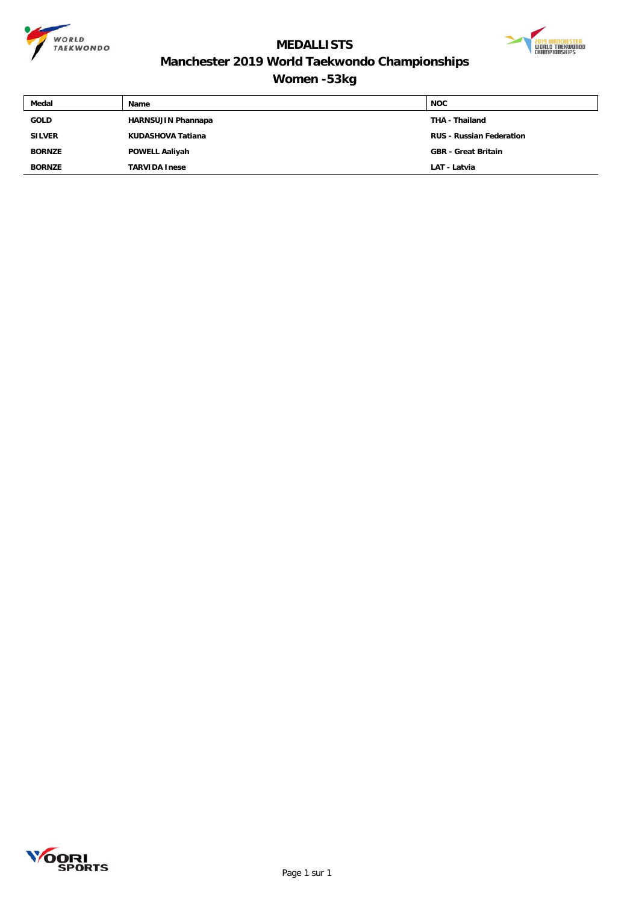# MEDALLISTS

## Manchester 2019 World Taekwondo Championships

### Women -53kg

| Medal | Name | NOC |
|---|---|---|
| GOLD | HARNSUJIN Phannapa | THA - Thailand |
| SILVER | KUDASHOVA Tatiana | RUS - Russian Federation |
| BORNZE | POWELL Aaliyah | GBR - Great Britain |
| BORNZE | TARVIDA Inese | LAT - Latvia |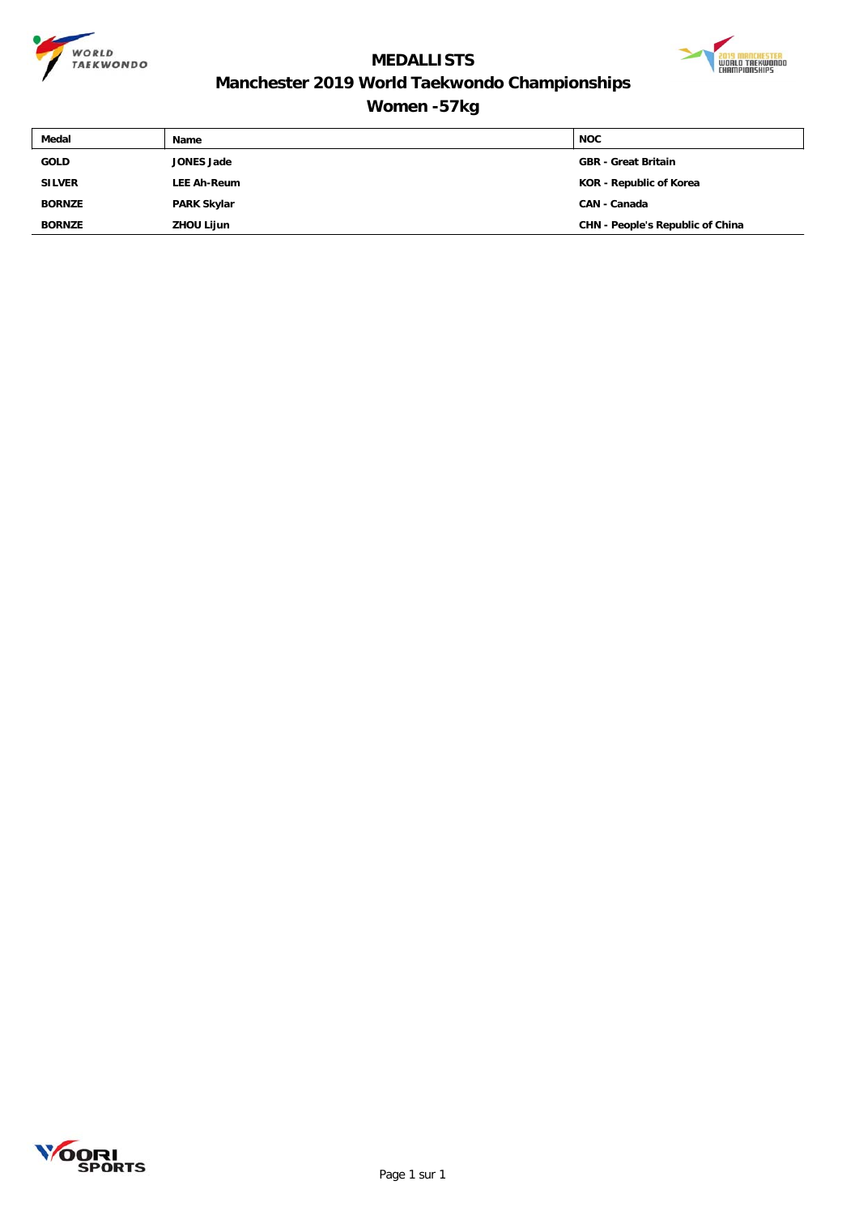# MEDALLISTS

## Manchester 2019 World Taekwondo Championships

### Women -57kg

| Medal | Name | NOC |
|---|---|---|
| GOLD | JONES Jade | GBR - Great Britain |
| SILVER | LEE Ah-Reum | KOR - Republic of Korea |
| BORNZE | PARK Skylar | CAN - Canada |
| BORNZE | ZHOU Lijun | CHN - People's Republic of China |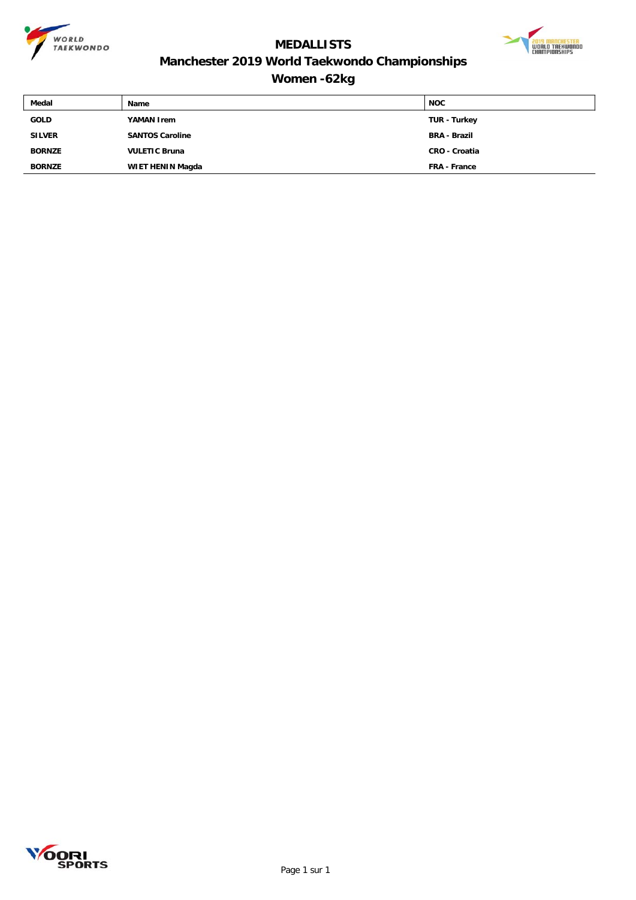# MEDALLISTS

## Manchester 2019 World Taekwondo Championships

### Women -62kg

| Medal | Name | NOC |
|---|---|---|
| GOLD | YAMAN Irem | TUR - Turkey |
| SILVER | SANTOS Caroline | BRA - Brazil |
| BORNZE | VULETIC Bruna | CRO - Croatia |
| BORNZE | WIET HENIN Magda | FRA - France |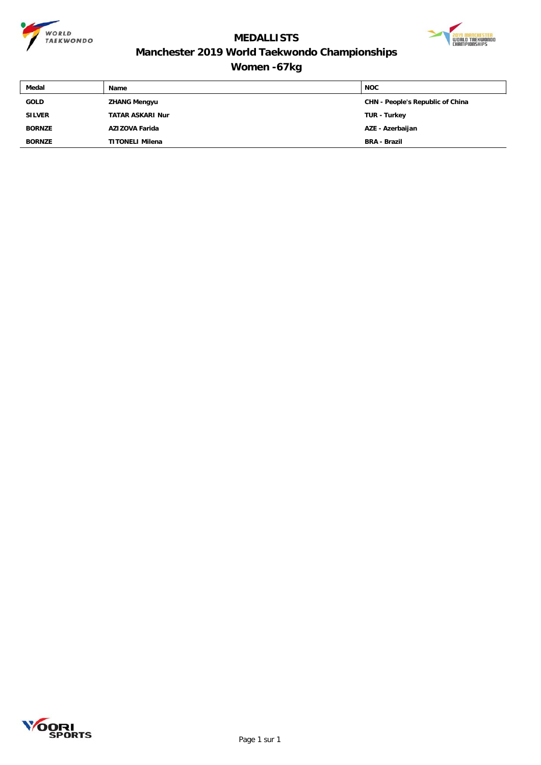# MEDALLISTS

## Manchester 2019 World Taekwondo Championships

## Women -67kg

| Medal | Name | NOC |
|---|---|---|
| GOLD | ZHANG Mengyu | CHN - People's Republic of China |
| SILVER | TATAR ASKARI Nur | TUR - Turkey |
| BORNZE | AZIZOVA Farida | AZE - Azerbaijan |
| BORNZE | TITONELI Milena | BRA - Brazil |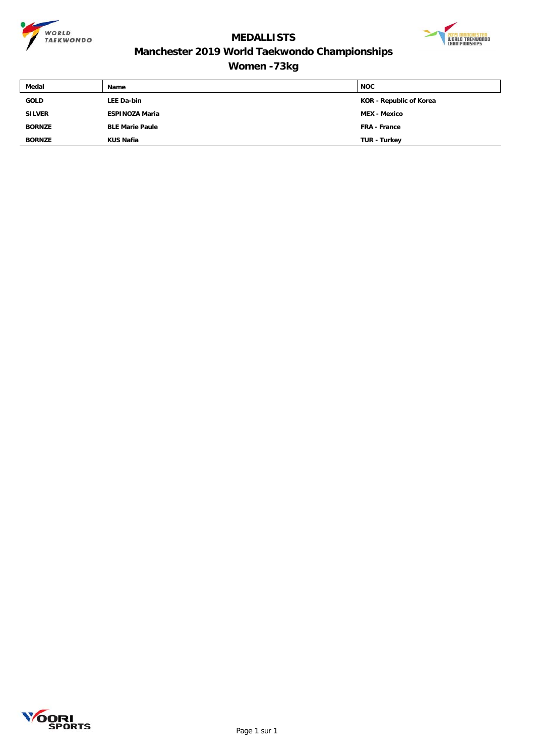# MEDALLISTS

## Manchester 2019 World Taekwondo Championships

### Women -73kg

| Medal | Name | NOC |
| --- | --- | --- |
| GOLD | LEE Da-bin | KOR - Republic of Korea |
| SILVER | ESPINOZA Maria | MEX - Mexico |
| BORNZE | BLE Marie Paule | FRA - France |
| BORNZE | KUS Nafia | TUR - Turkey |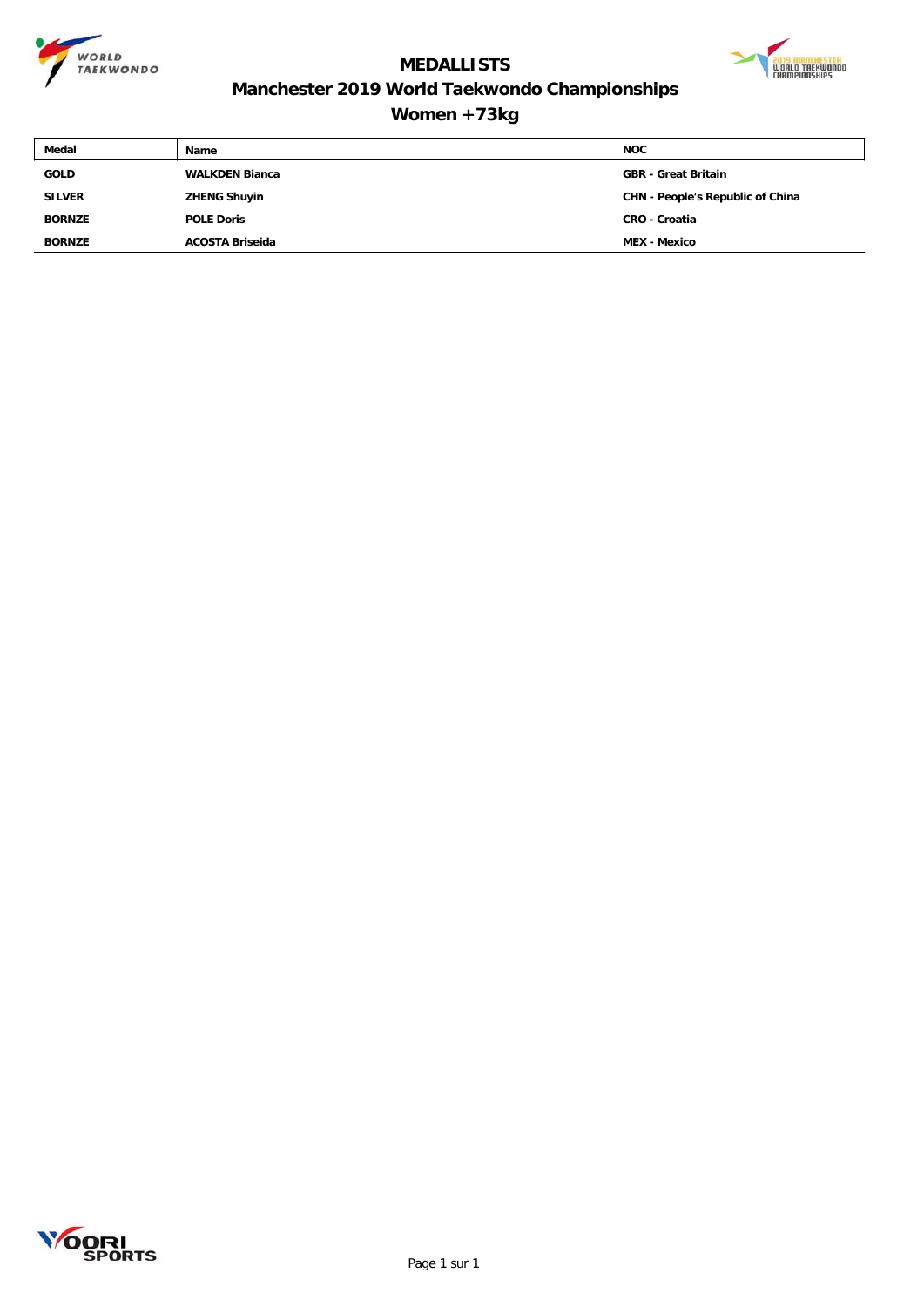# MEDALLISTS

## Manchester 2019 World Taekwondo Championships

## Women +73kg

| Medal | Name | NOC |
|---|---|---|
| GOLD | WALKDEN Bianca | GBR - Great Britain |
| SILVER | ZHENG Shuyin | CHN - People's Republic of China |
| BORNZE | POLE Doris | CRO - Croatia |
| BORNZE | ACOSTA Briseida | MEX - Mexico |